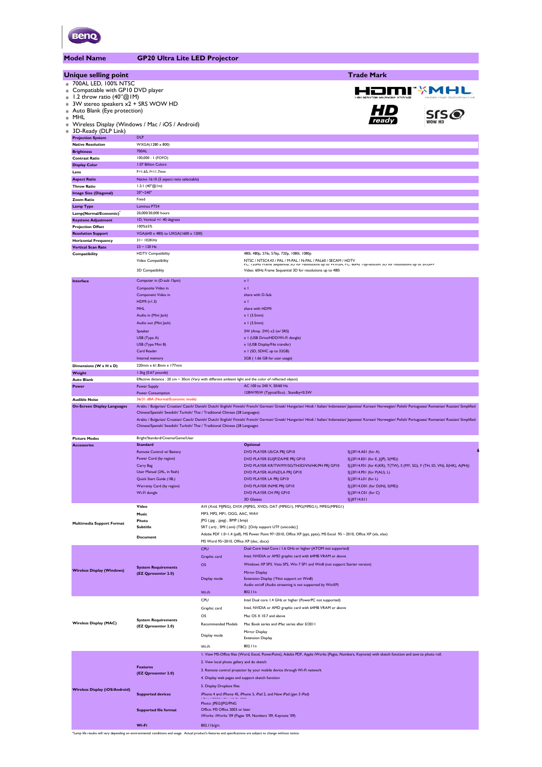## Model Name: GP20 Ultra Lite LED Projector

## Unique selling point

**Trade Mark**

- 700AL LED, 100% NTSC
- Compatiable with GP10 DVD player
- 1.2 throw ratio (40"@1M)
- 3W stereo speakers x2 + SRS WOW HD
- Auto Blank (Eye protection)
- MHL
- Wireless Display (Windows / Mac / iOS / Android)
- 3D-Ready (DLP Link)

| | | |
|---|---|---|
| **Projection System** | DLP | |
| **Native Resolution** | WXGA(1280 x 800) | |
| **Brightness** | 700AL | |
| **Contrast Ratio** | 100,000 : 1 (FOFO) | |
| **Display Color** | 1.07 Billion Colors | |
| **Lens** | F=1.65, f=11.7mm | |
| **Aspect Ratio** | Native 16:10 (5 aspect ratio selectable) | |
| **Throw Ratio** | 1.2:1 (40"@1m) | |
| **Image Size (Diagonal)** | 20"~240" | |
| **Zoom Ratio** | Fixed | |
| **Lamp Type** | Luminus PT54 | |
| **Lamp(Normal/Economic)*** | 20,000/30,000 hours | |
| **Keystone Adjustment** | 1D, Vertical +/- 40 degrees | |
| **Projection Offset** | 100%±5% | |
| **Resolution Support** | VGA(640 x 480) to UXGA(1600 x 1200) | |
| **Horizontal Frequency** | 31~ 102KHz | |
| **Vertical Scan Rate** | 23 ~ 120 Hz | |
| **Compatibility** | HDTV Compatibility | 480i, 480p, 576i, 576p, 720p, 1080i, 1080p |
| | Video Compatibility | NTSC / NTSC4.43 / PAL / M-PAL / N-PAL / PAL60 / SECAM / HDTV |
| | 3D Compatibility | PC: 120Hz Frame Sequential 3D for resolutions up to WXGA; PC: 60Hz Top-bottom 3D for resolutions up to SXGA+<br>Video: 60Hz Frame Sequential 3D for resolutions up to 480i |
| **Interface** | Computer in (D-sub 15pin) | x 1 |
| | Composite Video in | x 1 |
| | Component Video in | share with D-Sub |
| | HDMI (v1.3) | x 1 |
| | MHL | share with HDMI |
| | Audio in (Mini Jack) | x 1 (3.5mm) |
| | Audio out (Mini Jack) | x 1 (3.5mm) |
| | Speaker | 3W (Amp. 2W) x2 (w/ SRS) |
| | USB (Type A) | x 1 (USB Drive/HDD/Wi-Fi dongle) |
| | USB (Type Mini B) | x 1(USB Display/File transfer) |
| | Card Reader | x 1 (SD, SDHC up to 32GB) |
| | Internal memory | 2GB ( 1.66 GB for user usage) |
| **Dimensions (W x H x D)** | 220mm x 61.8mm x 177mm | |
| **Weight** | 1.5kg (0.67 pounds) | |
| **Auto Blank** | Effective distance : 20 cm ~ 30cm (Vary with different ambient light and the color of reflected object) | |
| **Power** | Power Supply | AC 100 to 240 V, 50/60 Hz |
| | Power Consumption | 128W/95W (Typical/Eco) , Standby<0.5W |
| **Audible Noise** | 36/31 dBA (Normal/Economic mode) | |
| **On-Screen Display Languages** | Arabic / Bulgarian/ Croatian/ Czech/ Danish/ Dutch/ English/ Finnish/ French/ German/ Greek/ Hungarian/ Hindi / Italian/ Indonesian/ Japanese/ Korean/ Norwegian/ Polish/ Portuguese/ Romanian/ Russian/ Simplified Chinese/Spanish/ Swedish/ Turkish/ Thai / Traditional Chinese (28 Languages) | |
| | Arabic / Bulgarian/ Croatian/ Czech/ Danish/ Dutch/ English/ Finnish/ French/ German/ Greek/ Hungarian/ Hindi / Italian/ Indonesian/ Japanese/ Korean/ Norwegian/ Polish/ Portuguese/ Romanian/ Russian/ Simplified Chinese/Spanish/ Swedish/ Turkish/ Thai / Traditional Chinese (28 Languages | |
| **Picture Modes** | Bright/Standard/Cinema/Game/User | |

**Accessories**

| Standard | Optional | |
|---|---|---|
| Remote Control w/ Battery | DVD PLAYER US/CA PRJ GP10 | 5J.J3F14.A01 (for A) |
| Power Cord (by region) | DVD PLAYER EU/JP/ZA/ME PRJ GP10 | 5J.J3F14.E01 (for E, J(JP), S(ME)) |
| Carry Bag | DVD PLAYER KR/TW/MY/SG/TH/ID/VN/HK/PH PRJ GP10 | 5J.J3F14.F01 (for K(KR), T(TW), S (MY, SG), F (TH, ID, VN), E(HK), A(PH)) |
| User Manual (24L, in flash) | DVD PLAYER AU/NZ/LA PRJ GP10 | 5J.J3F14.P01 (for P(AU), L) |
| Quick Start Guide (18L) | DVD PLAYER LA PRJ GP10 | 5J.J3F14.L01 (for L) |
| Warranty Card (by region) | DVD PLAYER IN/ME PRJ GP10 | 5J.J3F14.D01 (for D(IN), S(ME)) |
| Wi-Fi dongle | DVD PLAYER CH PRJ GP10 | 5J.J3F14.C01 (for C) |
| | 3D Glasses | 5J.J0T14.011 |

**Multimedia Support Format**

| | |
|---|---|
| Video | AVI (Xvid, MJPEG), DVIX (MJPEG, XVID), DAT (MPEG1), MPG(MPEG1), MPEG(MPEG1) |
| Music | MP3, MP2, MP1, OGG, AAC, WAV |
| Photo | JPG (.jpg , .jpeg) , BMP (.bmp) |
| Subtitle | SRT (.srt) , SMI (.smi) (TBC) [Only support UTF (unicode).] |
| Document | Adobe PDF 1.0~1.4 (pdf), MS Power Point 97~2010, Office XP (ppt, pptx), MS Excel 95～2010, Office XP (xls, xlsx)<br>MS Word 95~2010, Office XP (doc, docx) |

**Wireless Display (Windows)** — System Requirements (EZ Qpresenter 2.0)

| | |
|---|---|
| CPU | Dual Core Intel Core i 1.6 GHz or higher (ATOM not supported) |
| Graphic card | Intel, NVIDIA or AMD graphic card with 64MB VRAM or above |
| OS | Windows XP SP3, Vista SP2, Win 7 SP1 and Win8 (not support Starter version) |
| Display mode | Mirror Display<br>Extension Display (*Not support on Win8)<br>Audio on/off (Audio streaming is not supported by WinXP) |
| Wi-Fi | 802.11n |

**Wireless Display (MAC)** — System Requirements (EZ Qpresenter 2.0)

| | |
|---|---|
| CPU | Intel Dual core 1.4 GHz or higher (PowerPC not supported) |
| Graphic card | Intel, NVIDIA or AMD graphic card with 64MB VRAM or above |
| OS | Mac OS X 10.7 and above |
| Recommended Models | Mac Book series and iMac series after E/2011 |
| Display mode | Mirror Display<br>Extension Display |
| Wi-Fi | 802.11n |

**Wireless Display (iOS/Android)**

| | |
|---|---|
| Features (EZ Qpresenter 2.0) | 1. View MS-Office files (Word, Excel, PowerPoint), Adobe PDF, Apple iWorks (Pages, Numbers, Keynote) with sketch function and save to photo roll.<br>2. View local photo gallery and do sketch<br>3. Remote control projector by your mobile device through Wi-Fi network<br>4. Display web pages and support sketch function<br>5. Display Dropbox files |
| Supported devices | iPhone 4 and iPhone 4S, iPhone 5, iPad 2, and New iPad (gen 3 iPad) |
| Supported file format | Photo: JPEG/JPG/PNG<br>Office: MS Office 2003 or later<br>iWorks: iWorks '09 (Pages '09, Numbers '09, Keynote '09) |
| Wi-Fi | 802.11b/g/n |

*Lamp life results will vary depending on environmental conditions and usage. Actual product's features and specifications are subject to change without notice.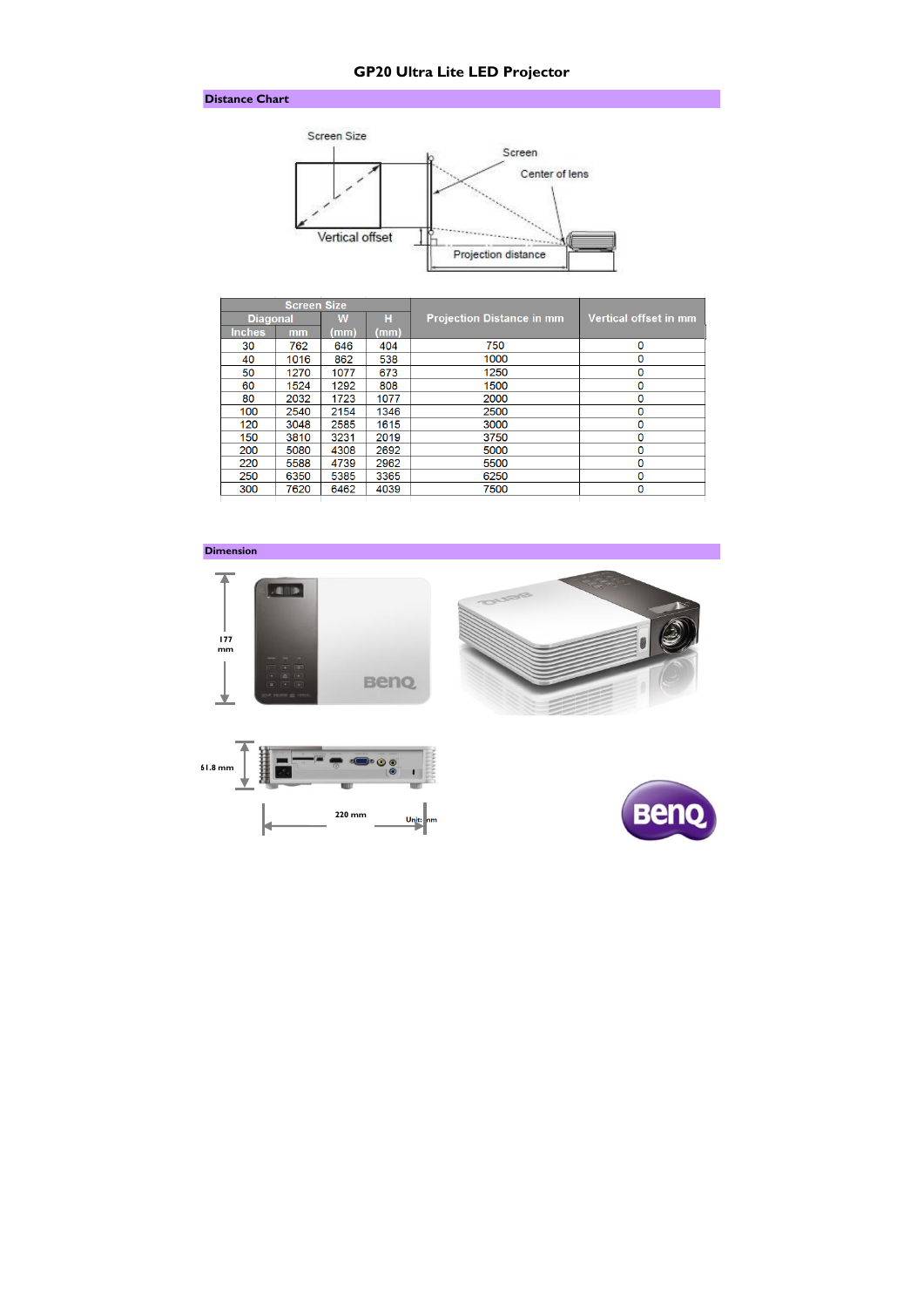# GP20 Ultra Lite LED Projector

## Distance Chart

Screen Size

Screen

Center of lens

Vertical offset

Projection distance

| Screen Size | | | | Projection Distance in mm | Vertical offset in mm |
|---|---|---|---|---|---|
| Diagonal | | W | H | | |
| Inches | mm | (mm) | (mm) | | |
| 30 | 762 | 646 | 404 | 750 | 0 |
| 40 | 1016 | 862 | 538 | 1000 | 0 |
| 50 | 1270 | 1077 | 673 | 1250 | 0 |
| 60 | 1524 | 1292 | 808 | 1500 | 0 |
| 80 | 2032 | 1723 | 1077 | 2000 | 0 |
| 100 | 2540 | 2154 | 1346 | 2500 | 0 |
| 120 | 3048 | 2585 | 1615 | 3000 | 0 |
| 150 | 3810 | 3231 | 2019 | 3750 | 0 |
| 200 | 5080 | 4308 | 2692 | 5000 | 0 |
| 220 | 5588 | 4739 | 2962 | 5500 | 0 |
| 250 | 6350 | 5385 | 3365 | 6250 | 0 |
| 300 | 7620 | 6462 | 4039 | 7500 | 0 |

## Dimension

177 mm

61.8 mm

220 mm

Unit: mm